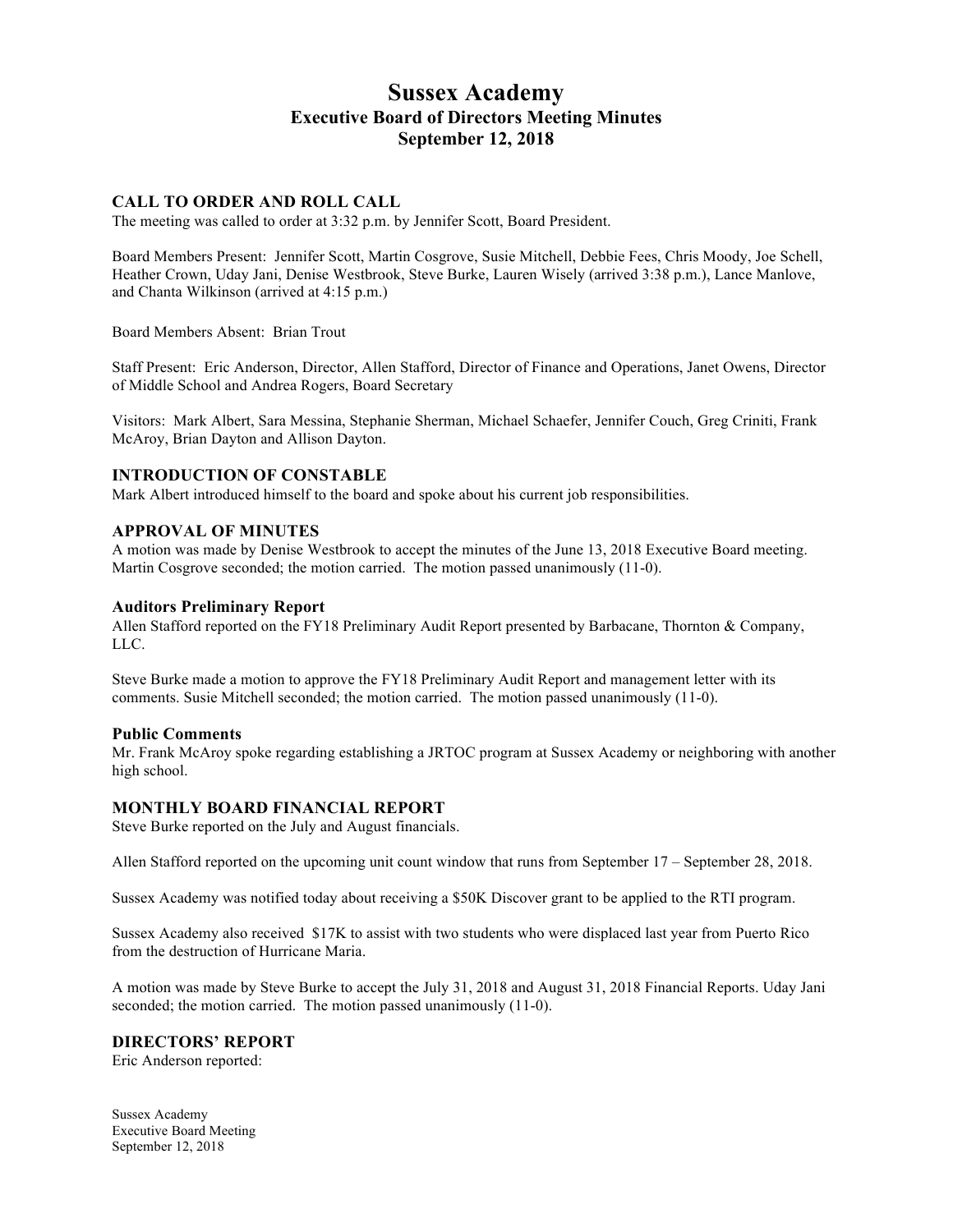# Sussex Academy

## Executive Board of Directors Meeting Minutes

## September 12, 2018

### CALL TO ORDER AND ROLL CALL

The meeting was called to order at 3:32 p.m. by Jennifer Scott, Board President.

Board Members Present: Jennifer Scott, Martin Cosgrove, Susie Mitchell, Debbie Fees, Chris Moody, Joe Schell, Heather Crown, Uday Jani, Denise Westbrook, Steve Burke, Lauren Wisely (arrived 3:38 p.m.), Lance Manlove, and Chanta Wilkinson (arrived at 4:15 p.m.)

Board Members Absent: Brian Trout

Staff Present: Eric Anderson, Director, Allen Stafford, Director of Finance and Operations, Janet Owens, Director of Middle School and Andrea Rogers, Board Secretary

Visitors: Mark Albert, Sara Messina, Stephanie Sherman, Michael Schaefer, Jennifer Couch, Greg Criniti, Frank McAroy, Brian Dayton and Allison Dayton.

### INTRODUCTION OF CONSTABLE

Mark Albert introduced himself to the board and spoke about his current job responsibilities.

### APPROVAL OF MINUTES

A motion was made by Denise Westbrook to accept the minutes of the June 13, 2018 Executive Board meeting. Martin Cosgrove seconded; the motion carried. The motion passed unanimously (11-0).

#### Auditors Preliminary Report

Allen Stafford reported on the FY18 Preliminary Audit Report presented by Barbacane, Thornton & Company, LLC.

Steve Burke made a motion to approve the FY18 Preliminary Audit Report and management letter with its comments. Susie Mitchell seconded; the motion carried. The motion passed unanimously (11-0).

#### Public Comments

Mr. Frank McAroy spoke regarding establishing a JRTOC program at Sussex Academy or neighboring with another high school.

### MONTHLY BOARD FINANCIAL REPORT

Steve Burke reported on the July and August financials.

Allen Stafford reported on the upcoming unit count window that runs from September 17 – September 28, 2018.

Sussex Academy was notified today about receiving a $50K Discover grant to be applied to the RTI program.

Sussex Academy also received $17K to assist with two students who were displaced last year from Puerto Rico from the destruction of Hurricane Maria.

A motion was made by Steve Burke to accept the July 31, 2018 and August 31, 2018 Financial Reports. Uday Jani seconded; the motion carried. The motion passed unanimously (11-0).

### DIRECTORS' REPORT

Eric Anderson reported: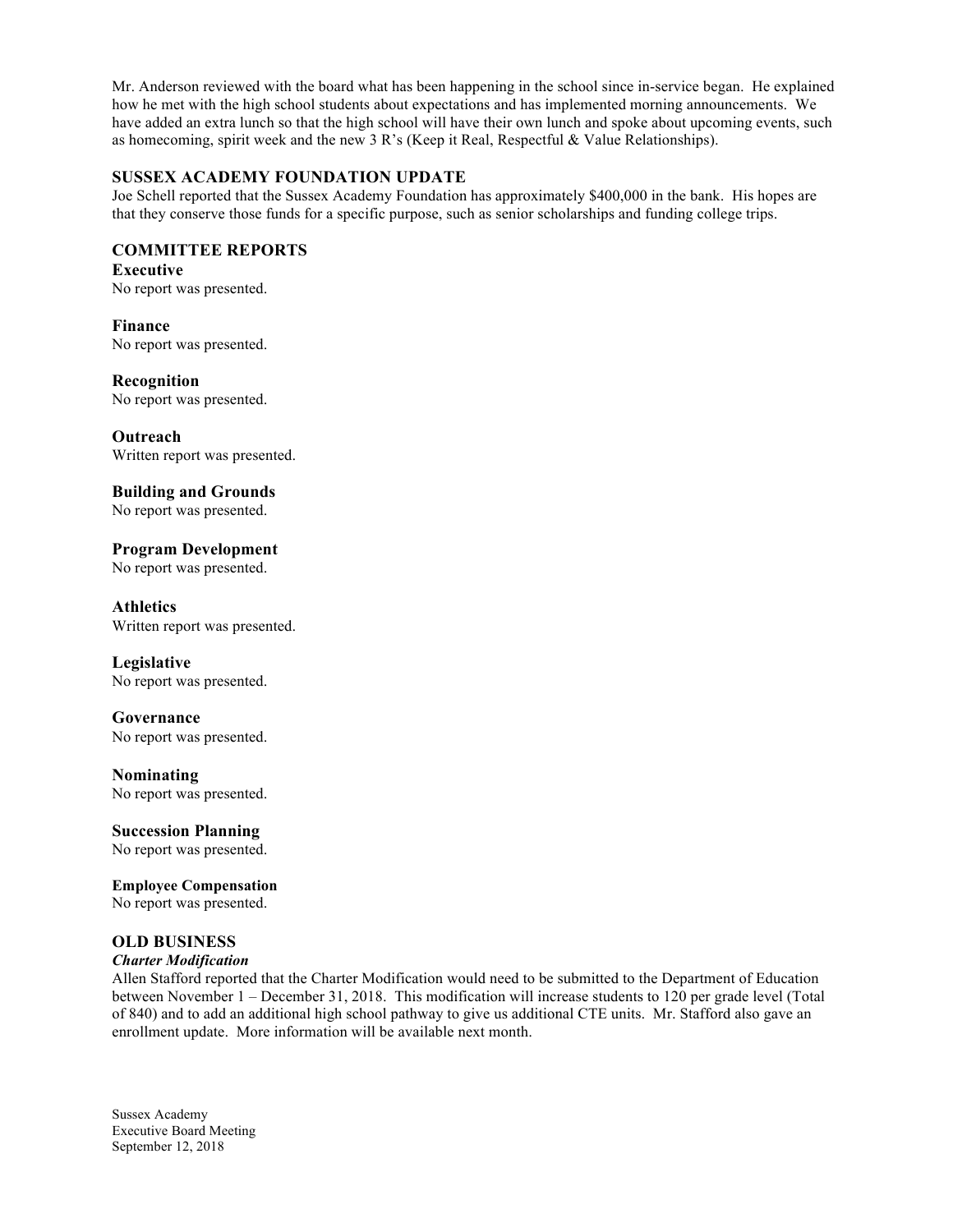Mr. Anderson reviewed with the board what has been happening in the school since in-service began. He explained how he met with the high school students about expectations and has implemented morning announcements. We have added an extra lunch so that the high school will have their own lunch and spoke about upcoming events, such as homecoming, spirit week and the new 3 R's (Keep it Real, Respectful & Value Relationships).

## SUSSEX ACADEMY FOUNDATION UPDATE

Joe Schell reported that the Sussex Academy Foundation has approximately $400,000 in the bank. His hopes are that they conserve those funds for a specific purpose, such as senior scholarships and funding college trips.

## COMMITTEE REPORTS

### Executive

No report was presented.

### Finance

No report was presented.

### Recognition

No report was presented.

### Outreach

Written report was presented.

### Building and Grounds

No report was presented.

### Program Development

No report was presented.

### Athletics

Written report was presented.

### Legislative

No report was presented.

### Governance

No report was presented.

### Nominating

No report was presented.

### Succession Planning

No report was presented.

### Employee Compensation

No report was presented.

## OLD BUSINESS

***Charter Modification***

Allen Stafford reported that the Charter Modification would need to be submitted to the Department of Education between November 1 – December 31, 2018. This modification will increase students to 120 per grade level (Total of 840) and to add an additional high school pathway to give us additional CTE units. Mr. Stafford also gave an enrollment update. More information will be available next month.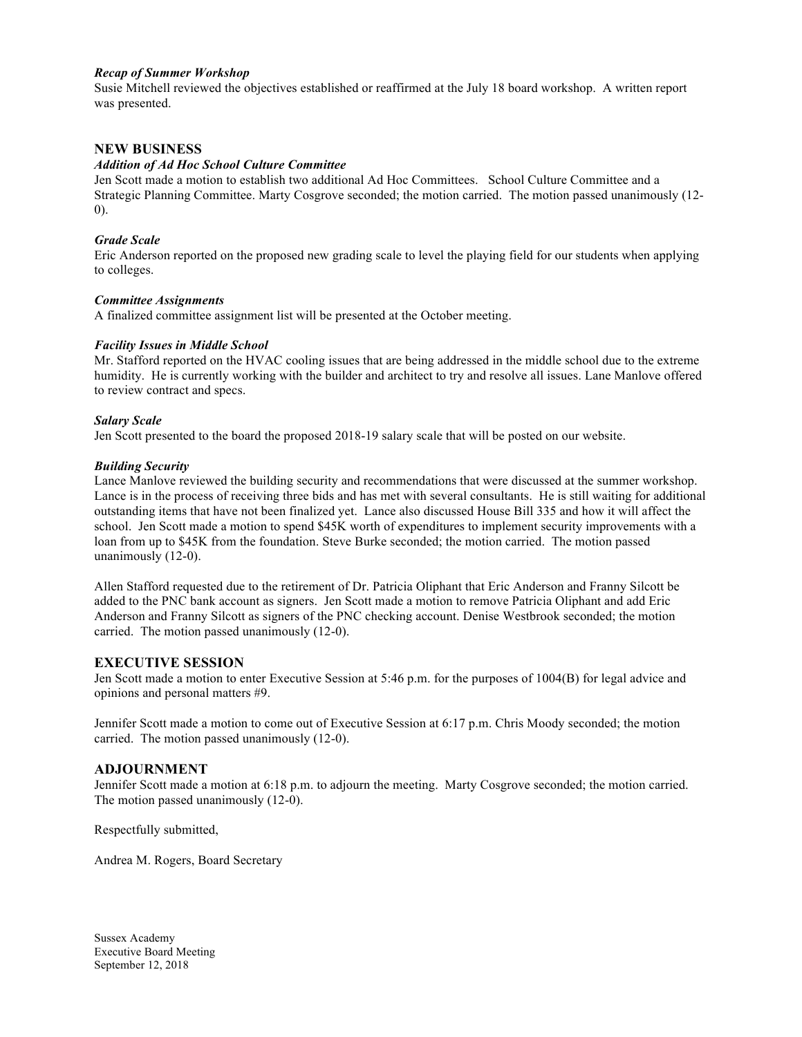***Recap of Summer Workshop***

Susie Mitchell reviewed the objectives established or reaffirmed at the July 18 board workshop. A written report was presented.

## NEW BUSINESS

***Addition of Ad Hoc School Culture Committee***

Jen Scott made a motion to establish two additional Ad Hoc Committees. School Culture Committee and a Strategic Planning Committee. Marty Cosgrove seconded; the motion carried. The motion passed unanimously (12-0).

***Grade Scale***

Eric Anderson reported on the proposed new grading scale to level the playing field for our students when applying to colleges.

***Committee Assignments***

A finalized committee assignment list will be presented at the October meeting.

***Facility Issues in Middle School***

Mr. Stafford reported on the HVAC cooling issues that are being addressed in the middle school due to the extreme humidity. He is currently working with the builder and architect to try and resolve all issues. Lane Manlove offered to review contract and specs.

***Salary Scale***

Jen Scott presented to the board the proposed 2018-19 salary scale that will be posted on our website.

***Building Security***

Lance Manlove reviewed the building security and recommendations that were discussed at the summer workshop. Lance is in the process of receiving three bids and has met with several consultants. He is still waiting for additional outstanding items that have not been finalized yet. Lance also discussed House Bill 335 and how it will affect the school. Jen Scott made a motion to spend $45K worth of expenditures to implement security improvements with a loan from up to $45K from the foundation. Steve Burke seconded; the motion carried. The motion passed unanimously (12-0).

Allen Stafford requested due to the retirement of Dr. Patricia Oliphant that Eric Anderson and Franny Silcott be added to the PNC bank account as signers. Jen Scott made a motion to remove Patricia Oliphant and add Eric Anderson and Franny Silcott as signers of the PNC checking account. Denise Westbrook seconded; the motion carried. The motion passed unanimously (12-0).

## EXECUTIVE SESSION

Jen Scott made a motion to enter Executive Session at 5:46 p.m. for the purposes of 1004(B) for legal advice and opinions and personal matters #9.

Jennifer Scott made a motion to come out of Executive Session at 6:17 p.m. Chris Moody seconded; the motion carried. The motion passed unanimously (12-0).

## ADJOURNMENT

Jennifer Scott made a motion at 6:18 p.m. to adjourn the meeting. Marty Cosgrove seconded; the motion carried. The motion passed unanimously (12-0).

Respectfully submitted,

Andrea M. Rogers, Board Secretary